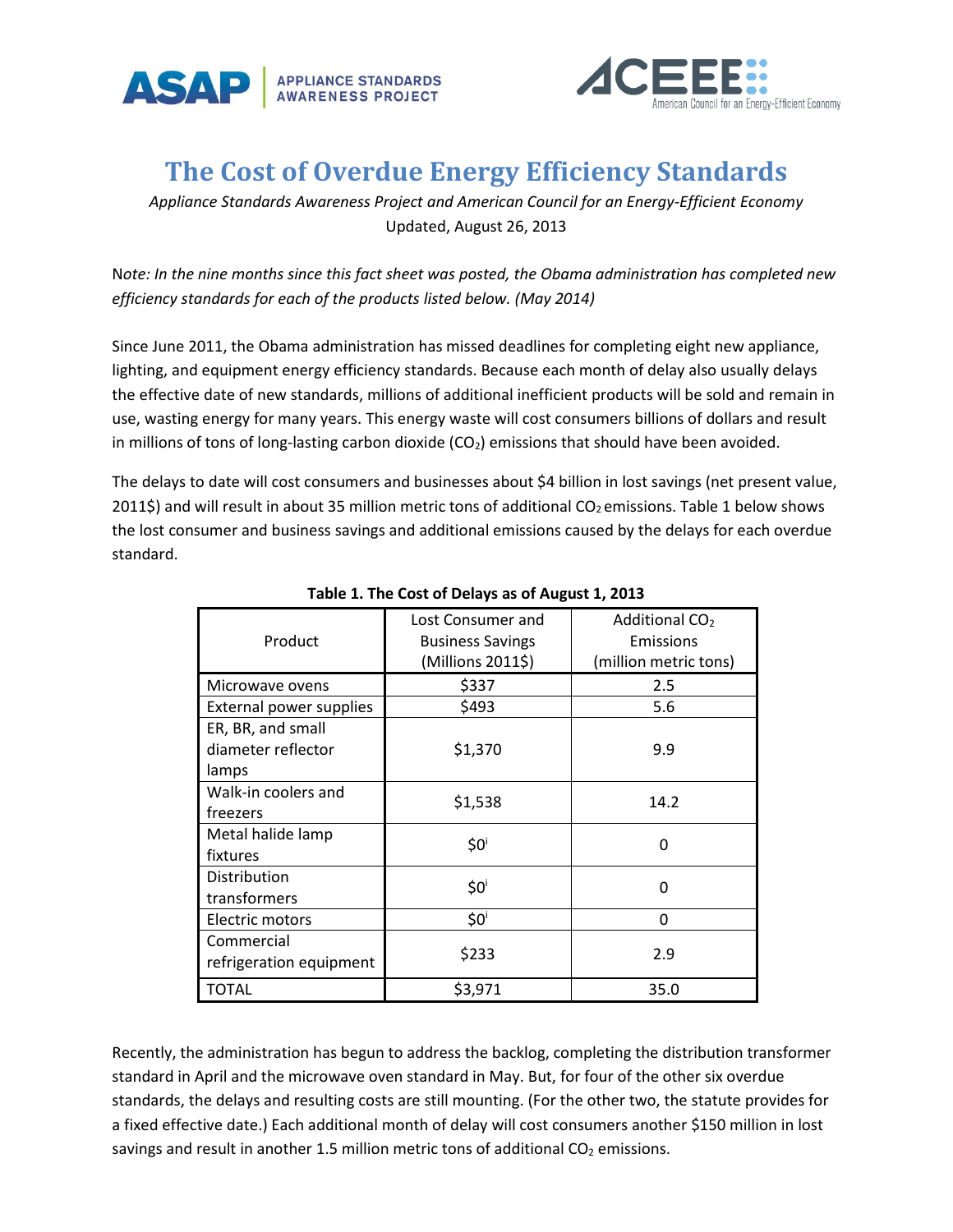APPLIANCE STANDARDS AWARENESS PROJECT

ACEEE American Council for an Energy-Efficient Economy

# The Cost of Overdue Energy Efficiency Standards

*Appliance Standards Awareness Project and American Council for an Energy-Efficient Economy*

Updated, August 26, 2013

Note*: In the nine months since this fact sheet was posted, the Obama administration has completed new efficiency standards for each of the products listed below. (May 2014)*

Since June 2011, the Obama administration has missed deadlines for completing eight new appliance, lighting, and equipment energy efficiency standards. Because each month of delay also usually delays the effective date of new standards, millions of additional inefficient products will be sold and remain in use, wasting energy for many years. This energy waste will cost consumers billions of dollars and result in millions of tons of long-lasting carbon dioxide ($CO_2$) emissions that should have been avoided.

The delays to date will cost consumers and businesses about $4 billion in lost savings (net present value, 2011$) and will result in about 35 million metric tons of additional $CO_2$ emissions. Table 1 below shows the lost consumer and business savings and additional emissions caused by the delays for each overdue standard.

**Table 1. The Cost of Delays as of August 1, 2013**

| Product | Lost Consumer and Business Savings (Millions 2011$) | Additional $CO_2$ Emissions (million metric tons) |
|---|---|---|
| Microwave ovens | $337 | 2.5 |
| External power supplies | $493 | 5.6 |
| ER, BR, and small diameter reflector lamps | $1,370 | 9.9 |
| Walk-in coolers and freezers | $1,538 | 14.2 |
| Metal halide lamp fixtures | $0[i] | 0 |
| Distribution transformers | $0[i] | 0 |
| Electric motors | $0[i] | 0 |
| Commercial refrigeration equipment | $233 | 2.9 |
| TOTAL | $3,971 | 35.0 |

Recently, the administration has begun to address the backlog, completing the distribution transformer standard in April and the microwave oven standard in May. But, for four of the other six overdue standards, the delays and resulting costs are still mounting. (For the other two, the statute provides for a fixed effective date.) Each additional month of delay will cost consumers another $150 million in lost savings and result in another 1.5 million metric tons of additional $CO_2$ emissions.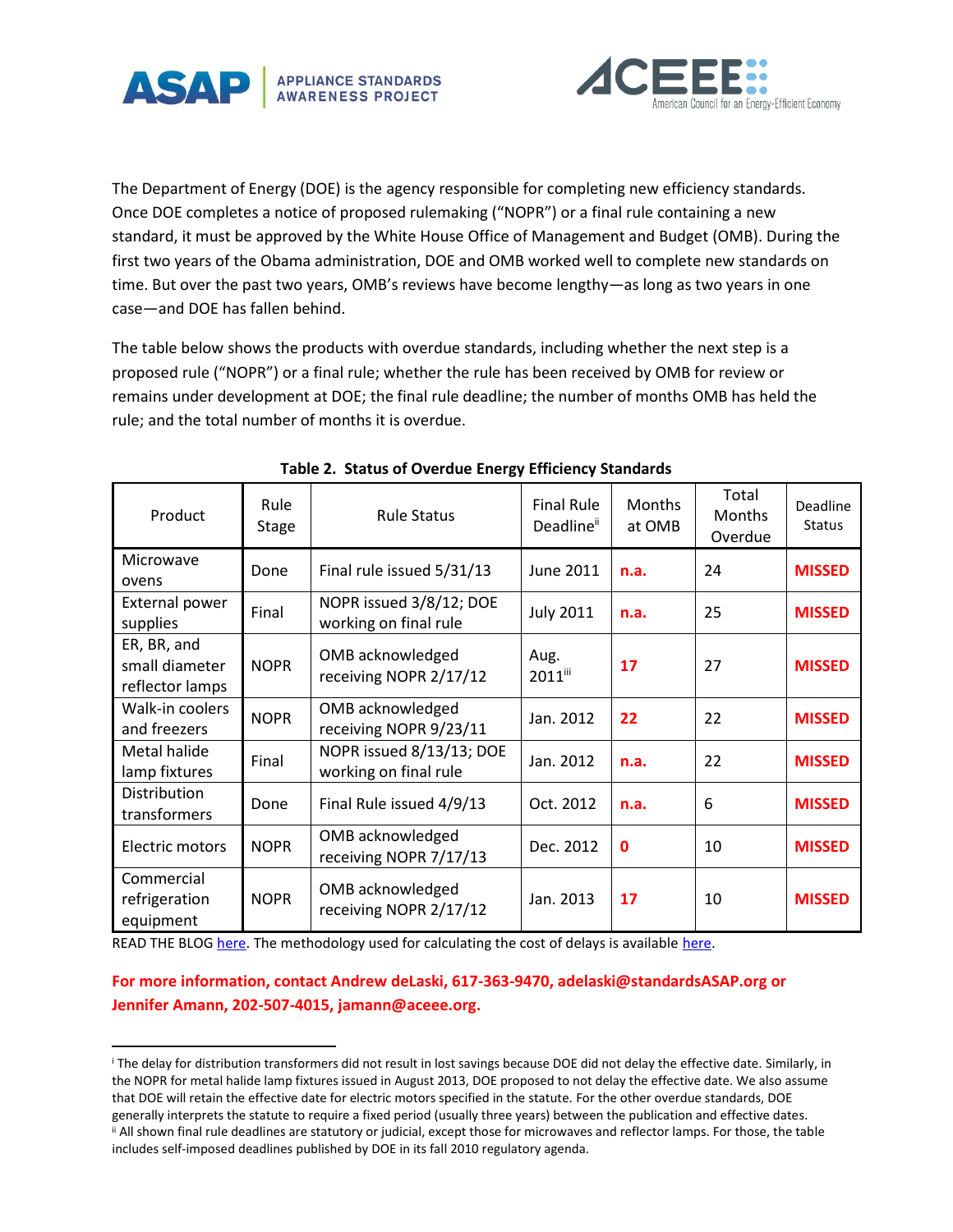The Department of Energy (DOE) is the agency responsible for completing new efficiency standards. Once DOE completes a notice of proposed rulemaking ("NOPR") or a final rule containing a new standard, it must be approved by the White House Office of Management and Budget (OMB). During the first two years of the Obama administration, DOE and OMB worked well to complete new standards on time. But over the past two years, OMB's reviews have become lengthy—as long as two years in one case—and DOE has fallen behind.

The table below shows the products with overdue standards, including whether the next step is a proposed rule ("NOPR") or a final rule; whether the rule has been received by OMB for review or remains under development at DOE; the final rule deadline; the number of months OMB has held the rule; and the total number of months it is overdue.

**Table 2. Status of Overdue Energy Efficiency Standards**

| Product | Rule Stage | Rule Status | Final Rule Deadline[ii] | Months at OMB | Total Months Overdue | Deadline Status |
|---|---|---|---|---|---|---|
| Microwave ovens | Done | Final rule issued 5/31/13 | June 2011 | **n.a.** | 24 | **MISSED** |
| External power supplies | Final | NOPR issued 3/8/12; DOE working on final rule | July 2011 | **n.a.** | 25 | **MISSED** |
| ER, BR, and small diameter reflector lamps | NOPR | OMB acknowledged receiving NOPR 2/17/12 | Aug. 2011[iii] | **17** | 27 | **MISSED** |
| Walk-in coolers and freezers | NOPR | OMB acknowledged receiving NOPR 9/23/11 | Jan. 2012 | **22** | 22 | **MISSED** |
| Metal halide lamp fixtures | Final | NOPR issued 8/13/13; DOE working on final rule | Jan. 2012 | **n.a.** | 22 | **MISSED** |
| Distribution transformers | Done | Final Rule issued 4/9/13 | Oct. 2012 | **n.a.** | 6 | **MISSED** |
| Electric motors | NOPR | OMB acknowledged receiving NOPR 7/17/13 | Dec. 2012 | **0** | 10 | **MISSED** |
| Commercial refrigeration equipment | NOPR | OMB acknowledged receiving NOPR 2/17/12 | Jan. 2013 | **17** | 10 | **MISSED** |

READ THE BLOG here. The methodology used for calculating the cost of delays is available here.

**For more information, contact Andrew deLaski, 617-363-9470, adelaski@standardsASAP.org or Jennifer Amann, 202-507-4015, jamann@aceee.org.**

---

[i] The delay for distribution transformers did not result in lost savings because DOE did not delay the effective date. Similarly, in the NOPR for metal halide lamp fixtures issued in August 2013, DOE proposed to not delay the effective date. We also assume that DOE will retain the effective date for electric motors specified in the statute. For the other overdue standards, DOE generally interprets the statute to require a fixed period (usually three years) between the publication and effective dates.

[ii] All shown final rule deadlines are statutory or judicial, except those for microwaves and reflector lamps. For those, the table includes self-imposed deadlines published by DOE in its fall 2010 regulatory agenda.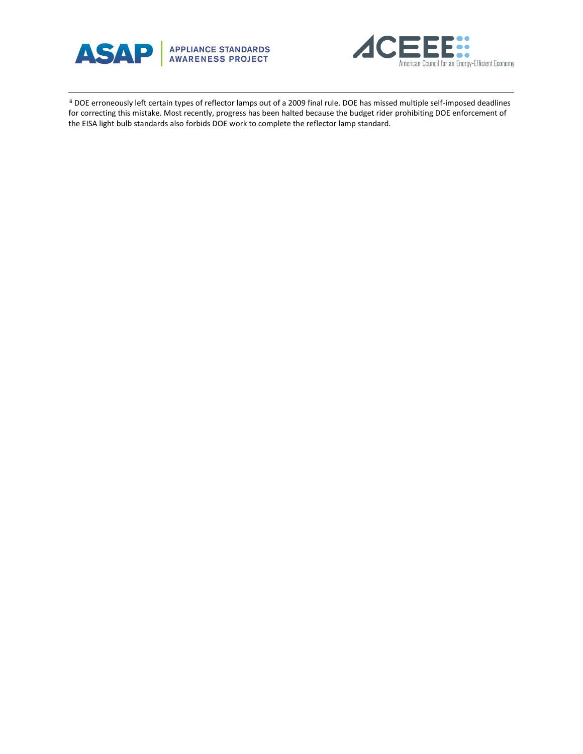[iii] DOE erroneously left certain types of reflector lamps out of a 2009 final rule. DOE has missed multiple self-imposed deadlines for correcting this mistake. Most recently, progress has been halted because the budget rider prohibiting DOE enforcement of the EISA light bulb standards also forbids DOE work to complete the reflector lamp standard.